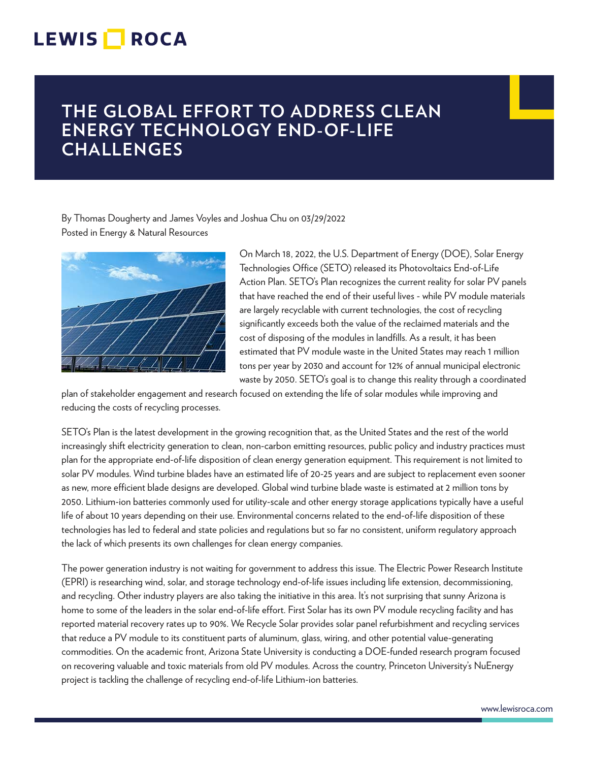# THE GLOBAL EFFORT TO ADDRESS CLEAN ENERGY TECHNOLOGY END-OF-LIFE CHALLENGES

By Thomas Dougherty and James Voyles and Joshua Chu on 03/29/2022
Posted in Energy & Natural Resources

On March 18, 2022, the U.S. Department of Energy (DOE), Solar Energy Technologies Office (SETO) released its Photovoltaics End-of-Life Action Plan. SETO's Plan recognizes the current reality for solar PV panels that have reached the end of their useful lives - while PV module materials are largely recyclable with current technologies, the cost of recycling significantly exceeds both the value of the reclaimed materials and the cost of disposing of the modules in landfills. As a result, it has been estimated that PV module waste in the United States may reach 1 million tons per year by 2030 and account for 12% of annual municipal electronic waste by 2050. SETO's goal is to change this reality through a coordinated plan of stakeholder engagement and research focused on extending the life of solar modules while improving and reducing the costs of recycling processes.

SETO's Plan is the latest development in the growing recognition that, as the United States and the rest of the world increasingly shift electricity generation to clean, non-carbon emitting resources, public policy and industry practices must plan for the appropriate end-of-life disposition of clean energy generation equipment. This requirement is not limited to solar PV modules. Wind turbine blades have an estimated life of 20-25 years and are subject to replacement even sooner as new, more efficient blade designs are developed. Global wind turbine blade waste is estimated at 2 million tons by 2050. Lithium-ion batteries commonly used for utility-scale and other energy storage applications typically have a useful life of about 10 years depending on their use. Environmental concerns related to the end-of-life disposition of these technologies has led to federal and state policies and regulations but so far no consistent, uniform regulatory approach the lack of which presents its own challenges for clean energy companies.

The power generation industry is not waiting for government to address this issue. The Electric Power Research Institute (EPRI) is researching wind, solar, and storage technology end-of-life issues including life extension, decommissioning, and recycling. Other industry players are also taking the initiative in this area. It's not surprising that sunny Arizona is home to some of the leaders in the solar end-of-life effort. First Solar has its own PV module recycling facility and has reported material recovery rates up to 90%. We Recycle Solar provides solar panel refurbishment and recycling services that reduce a PV module to its constituent parts of aluminum, glass, wiring, and other potential value-generating commodities. On the academic front, Arizona State University is conducting a DOE-funded research program focused on recovering valuable and toxic materials from old PV modules. Across the country, Princeton University's NuEnergy project is tackling the challenge of recycling end-of-life Lithium-ion batteries.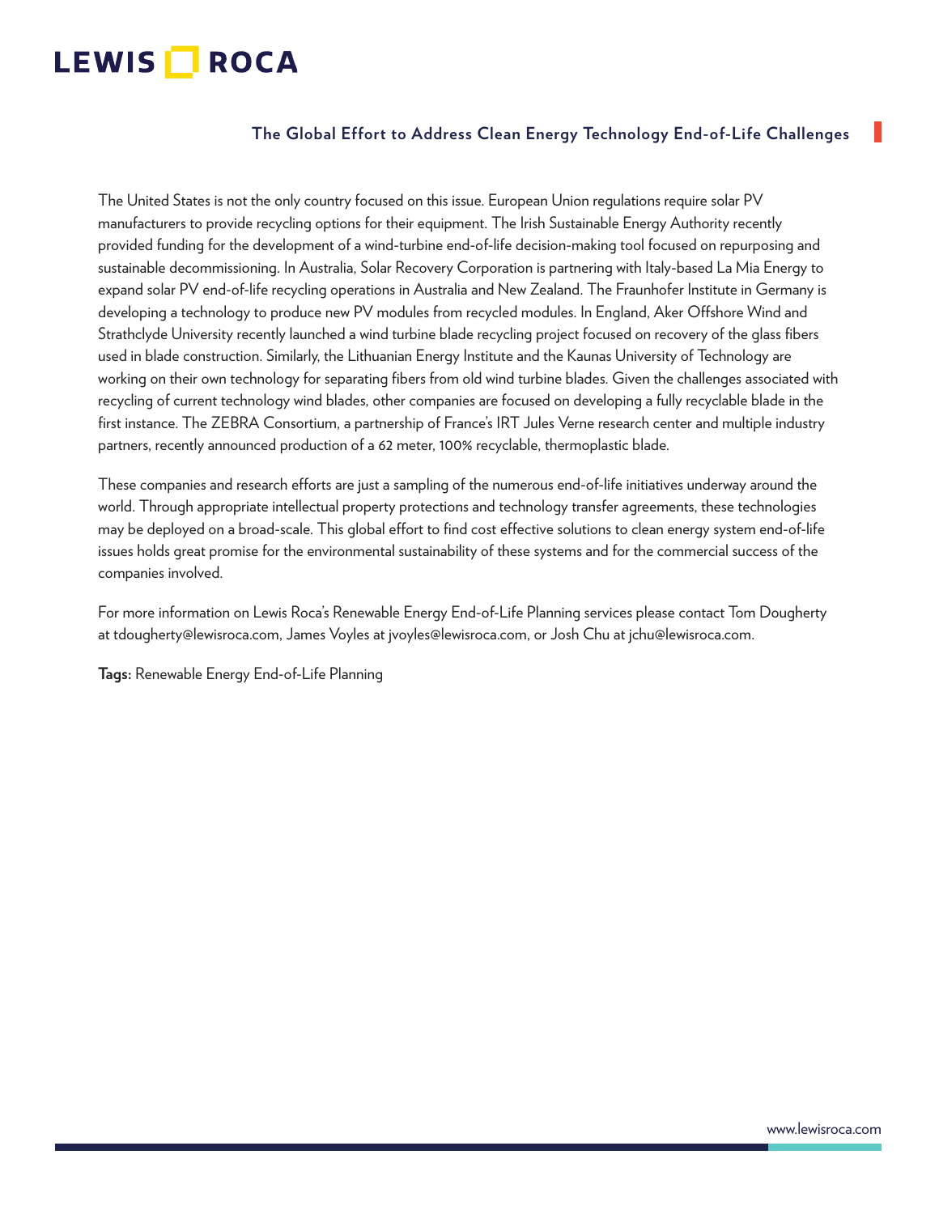The United States is not the only country focused on this issue. European Union regulations require solar PV manufacturers to provide recycling options for their equipment. The Irish Sustainable Energy Authority recently provided funding for the development of a wind-turbine end-of-life decision-making tool focused on repurposing and sustainable decommissioning. In Australia, Solar Recovery Corporation is partnering with Italy-based La Mia Energy to expand solar PV end-of-life recycling operations in Australia and New Zealand. The Fraunhofer Institute in Germany is developing a technology to produce new PV modules from recycled modules. In England, Aker Offshore Wind and Strathclyde University recently launched a wind turbine blade recycling project focused on recovery of the glass fibers used in blade construction. Similarly, the Lithuanian Energy Institute and the Kaunas University of Technology are working on their own technology for separating fibers from old wind turbine blades. Given the challenges associated with recycling of current technology wind blades, other companies are focused on developing a fully recyclable blade in the first instance. The ZEBRA Consortium, a partnership of France's IRT Jules Verne research center and multiple industry partners, recently announced production of a 62 meter, 100% recyclable, thermoplastic blade.

These companies and research efforts are just a sampling of the numerous end-of-life initiatives underway around the world. Through appropriate intellectual property protections and technology transfer agreements, these technologies may be deployed on a broad-scale. This global effort to find cost effective solutions to clean energy system end-of-life issues holds great promise for the environmental sustainability of these systems and for the commercial success of the companies involved.

For more information on Lewis Roca's Renewable Energy End-of-Life Planning services please contact Tom Dougherty at tdougherty@lewisroca.com, James Voyles at jvoyles@lewisroca.com, or Josh Chu at jchu@lewisroca.com.

**Tags:** Renewable Energy End-of-Life Planning